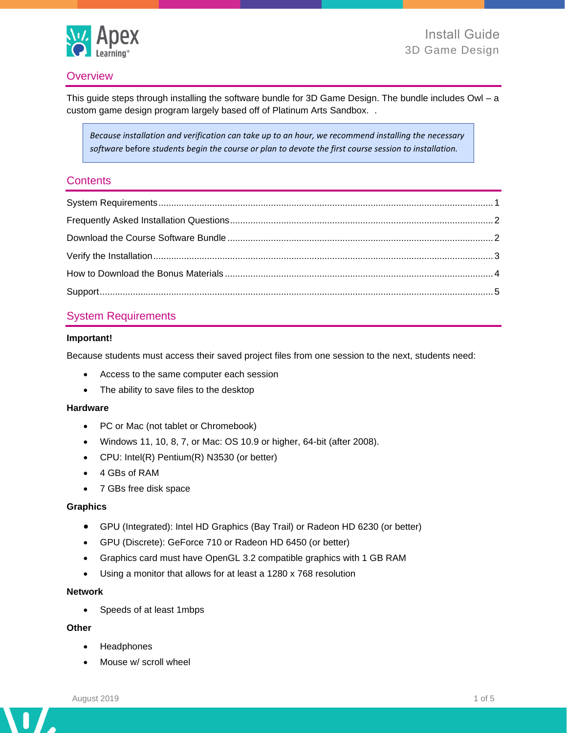# Install Guide
## 3D Game Design

## Overview

This guide steps through installing the software bundle for 3D Game Design. The bundle includes Owl – a custom game design program largely based off of Platinum Arts Sandbox. .

> *Because installation and verification can take up to an hour, we recommend installing the necessary software* before *students begin the course or plan to devote the first course session to installation.*

## Contents

- System Requirements ..... 1
- Frequently Asked Installation Questions ..... 2
- Download the Course Software Bundle ..... 2
- Verify the Installation ..... 3
- How to Download the Bonus Materials ..... 4
- Support ..... 5

## System Requirements

**Important!**

Because students must access their saved project files from one session to the next, students need:

- Access to the same computer each session
- The ability to save files to the desktop

**Hardware**

- PC or Mac (not tablet or Chromebook)
- Windows 11, 10, 8, 7, or Mac: OS 10.9 or higher, 64-bit (after 2008).
- CPU: Intel(R) Pentium(R) N3530 (or better)
- 4 GBs of RAM
- 7 GBs free disk space

**Graphics**

- GPU (Integrated): Intel HD Graphics (Bay Trail) or Radeon HD 6230 (or better)
- GPU (Discrete): GeForce 710 or Radeon HD 6450 (or better)
- Graphics card must have OpenGL 3.2 compatible graphics with 1 GB RAM
- Using a monitor that allows for at least a 1280 x 768 resolution

**Network**

- Speeds of at least 1mbps

**Other**

- Headphones
- Mouse w/ scroll wheel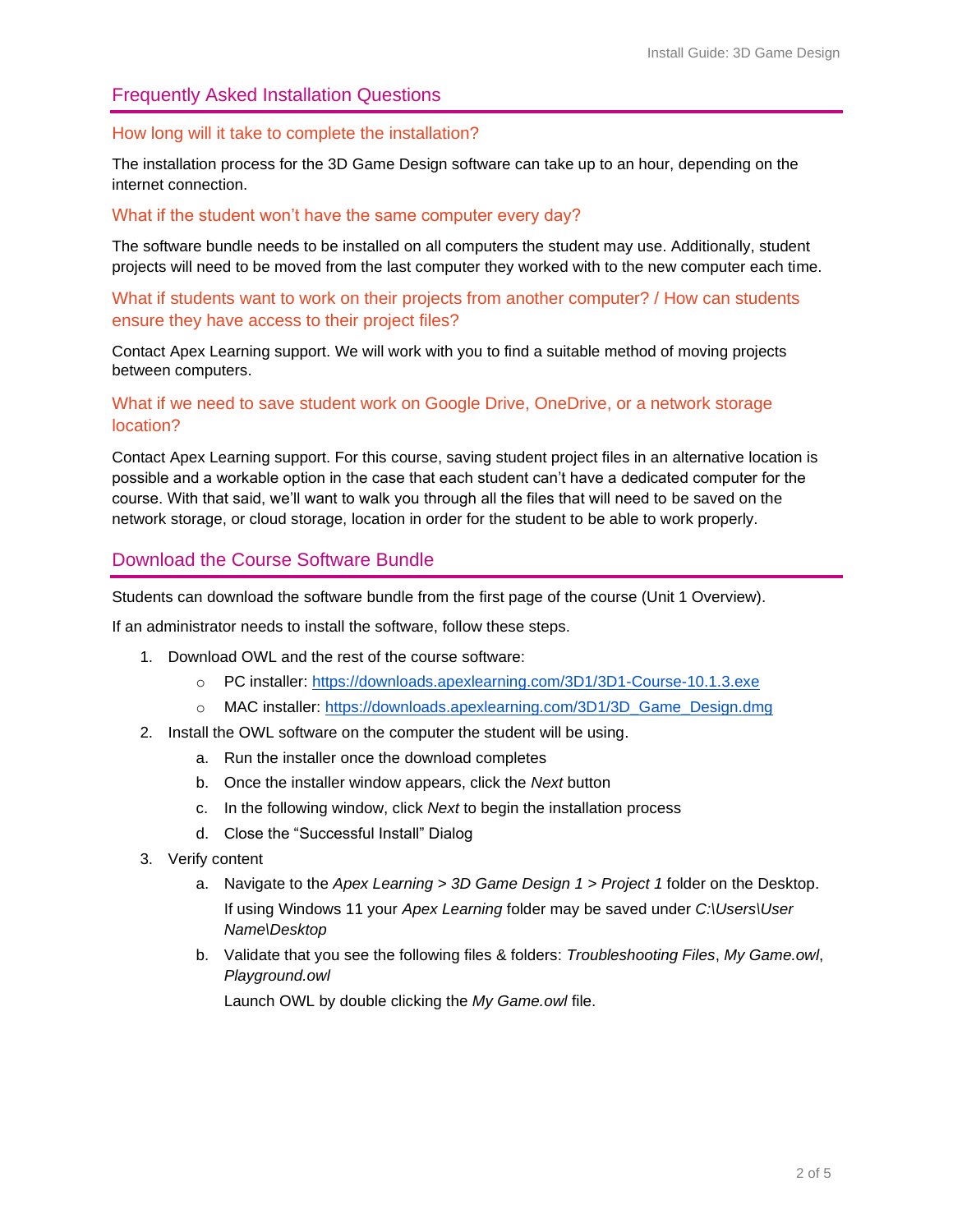## Frequently Asked Installation Questions

### How long will it take to complete the installation?

The installation process for the 3D Game Design software can take up to an hour, depending on the internet connection.

### What if the student won't have the same computer every day?

The software bundle needs to be installed on all computers the student may use. Additionally, student projects will need to be moved from the last computer they worked with to the new computer each time.

### What if students want to work on their projects from another computer? / How can students ensure they have access to their project files?

Contact Apex Learning support. We will work with you to find a suitable method of moving projects between computers.

### What if we need to save student work on Google Drive, OneDrive, or a network storage location?

Contact Apex Learning support. For this course, saving student project files in an alternative location is possible and a workable option in the case that each student can't have a dedicated computer for the course. With that said, we'll want to walk you through all the files that will need to be saved on the network storage, or cloud storage, location in order for the student to be able to work properly.

## Download the Course Software Bundle

Students can download the software bundle from the first page of the course (Unit 1 Overview).

If an administrator needs to install the software, follow these steps.

1. Download OWL and the rest of the course software:
   - PC installer: https://downloads.apexlearning.com/3D1/3D1-Course-10.1.3.exe
   - MAC installer: https://downloads.apexlearning.com/3D1/3D_Game_Design.dmg
2. Install the OWL software on the computer the student will be using.
   a. Run the installer once the download completes
   b. Once the installer window appears, click the *Next* button
   c. In the following window, click *Next* to begin the installation process
   d. Close the "Successful Install" Dialog
3. Verify content
   a. Navigate to the *Apex Learning > 3D Game Design 1 > Project 1* folder on the Desktop.

      If using Windows 11 your *Apex Learning* folder may be saved under *C:\Users\User Name\Desktop*
   b. Validate that you see the following files & folders: *Troubleshooting Files*, *My Game.owl*, *Playground.owl*

      Launch OWL by double clicking the *My Game.owl* file.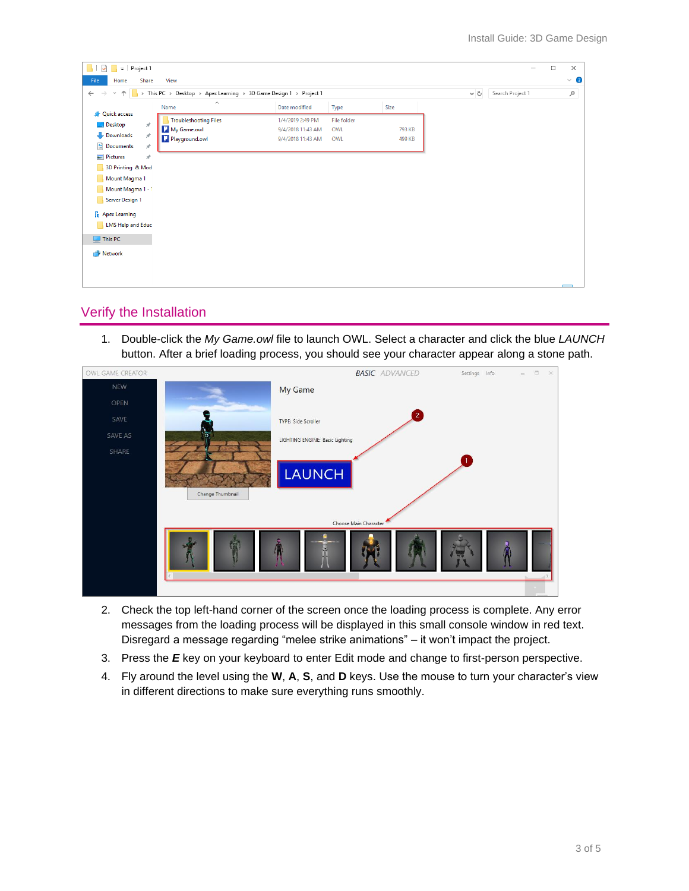## Verify the Installation

1. Double-click the *My Game.owl* file to launch OWL. Select a character and click the blue *LAUNCH* button. After a brief loading process, you should see your character appear along a stone path.
2. Check the top left-hand corner of the screen once the loading process is complete. Any error messages from the loading process will be displayed in this small console window in red text. Disregard a message regarding “melee strike animations” – it won’t impact the project.
3. Press the ***E*** key on your keyboard to enter Edit mode and change to first-person perspective.
4. Fly around the level using the **W**, **A**, **S**, and **D** keys. Use the mouse to turn your character’s view in different directions to make sure everything runs smoothly.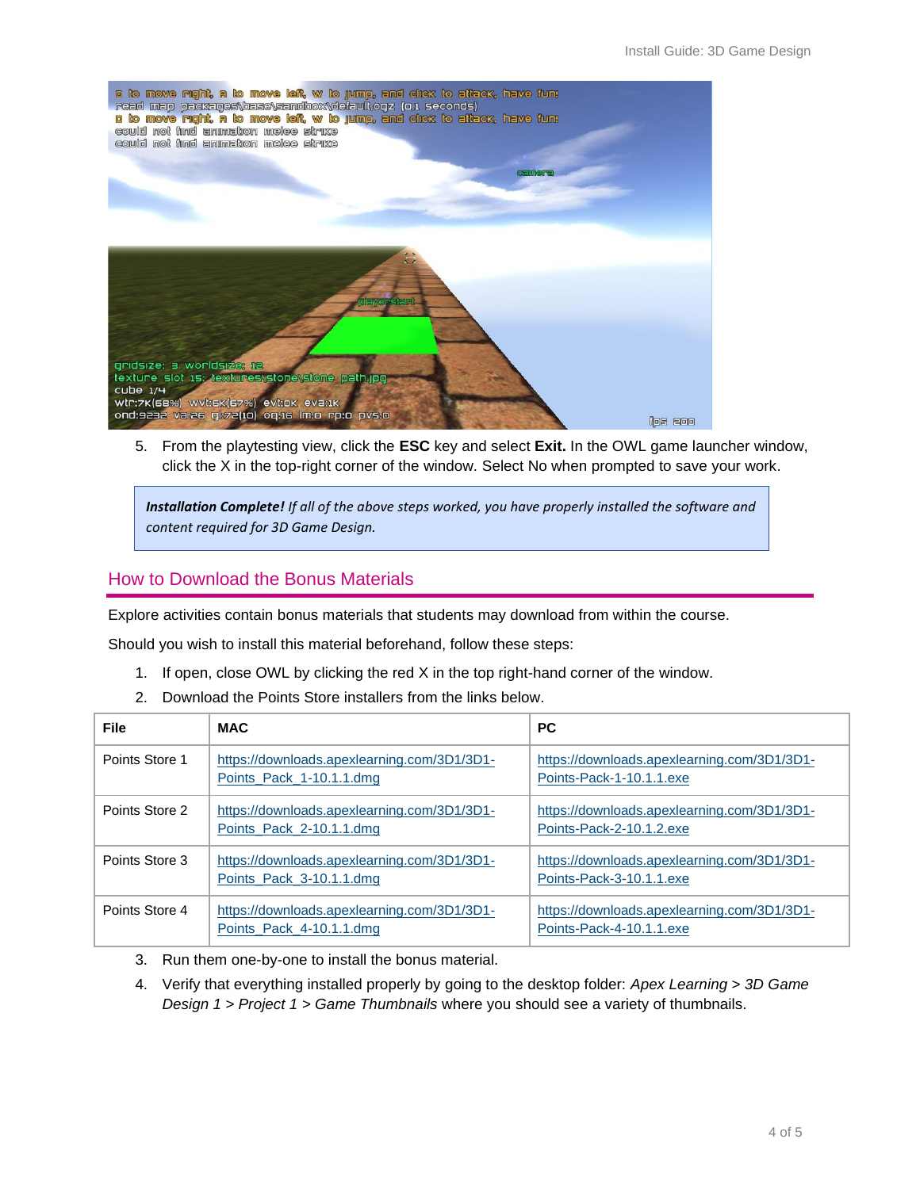5. From the playtesting view, click the **ESC** key and select **Exit.** In the OWL game launcher window, click the X in the top-right corner of the window. Select No when prompted to save your work.

> ***Installation Complete!*** *If all of the above steps worked, you have properly installed the software and content required for 3D Game Design.*

## How to Download the Bonus Materials

Explore activities contain bonus materials that students may download from within the course.

Should you wish to install this material beforehand, follow these steps:

1. If open, close OWL by clicking the red X in the top right-hand corner of the window.
2. Download the Points Store installers from the links below.

| File | MAC | PC |
|---|---|---|
| Points Store 1 | https://downloads.apexlearning.com/3D1/3D1-Points_Pack_1-10.1.1.dmg | https://downloads.apexlearning.com/3D1/3D1-Points-Pack-1-10.1.1.exe |
| Points Store 2 | https://downloads.apexlearning.com/3D1/3D1-Points_Pack_2-10.1.1.dmg | https://downloads.apexlearning.com/3D1/3D1-Points-Pack-2-10.1.2.exe |
| Points Store 3 | https://downloads.apexlearning.com/3D1/3D1-Points_Pack_3-10.1.1.dmg | https://downloads.apexlearning.com/3D1/3D1-Points-Pack-3-10.1.1.exe |
| Points Store 4 | https://downloads.apexlearning.com/3D1/3D1-Points_Pack_4-10.1.1.dmg | https://downloads.apexlearning.com/3D1/3D1-Points-Pack-4-10.1.1.exe |

3. Run them one-by-one to install the bonus material.
4. Verify that everything installed properly by going to the desktop folder: *Apex Learning > 3D Game Design 1 > Project 1 > Game Thumbnails* where you should see a variety of thumbnails.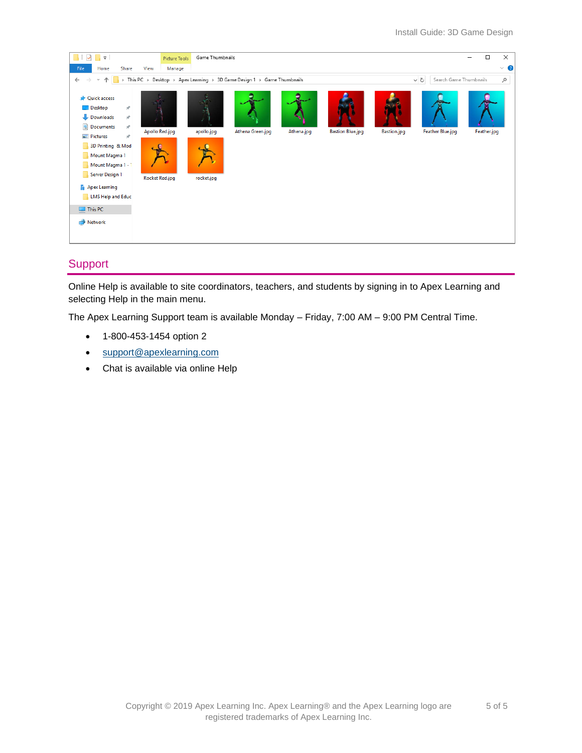## Support

Online Help is available to site coordinators, teachers, and students by signing in to Apex Learning and selecting Help in the main menu.

The Apex Learning Support team is available Monday – Friday, 7:00 AM – 9:00 PM Central Time.

- 1-800-453-1454 option 2
- support@apexlearning.com
- Chat is available via online Help

Copyright © 2019 Apex Learning Inc. Apex Learning® and the Apex Learning logo are registered trademarks of Apex Learning Inc.